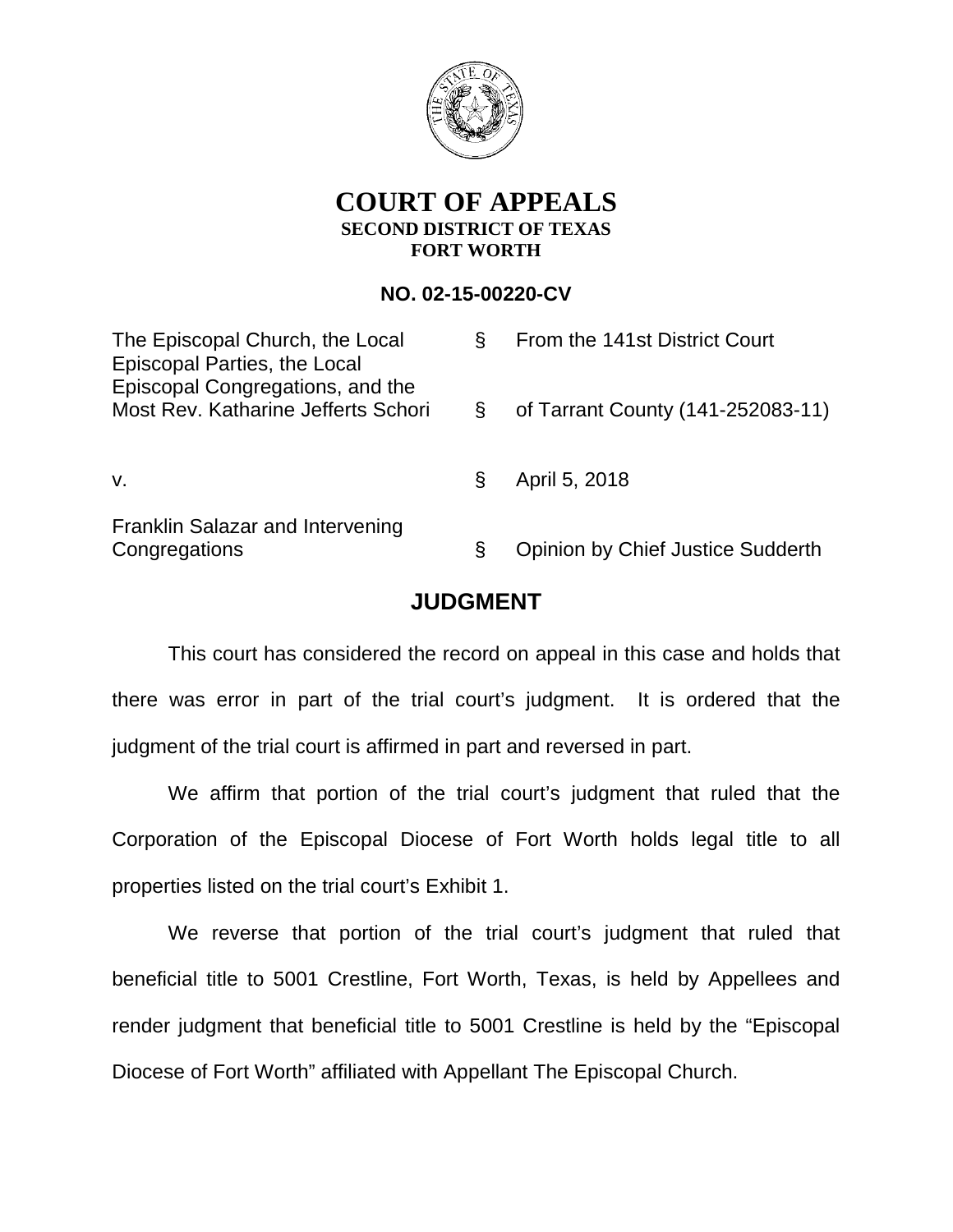# COURT OF APPEALS

## SECOND DISTRICT OF TEXAS

## FORT WORTH

**NO. 02-15-00220-CV**

| | | |
|---|---|---|
| The Episcopal Church, the Local Episcopal Parties, the Local Episcopal Congregations, and the Most Rev. Katharine Jefferts Schori | § | From the 141st District Court of Tarrant County (141-252083-11) |
| v. | § | April 5, 2018 |
| Franklin Salazar and Intervening Congregations | § | Opinion by Chief Justice Sudderth |

## JUDGMENT

This court has considered the record on appeal in this case and holds that there was error in part of the trial court's judgment. It is ordered that the judgment of the trial court is affirmed in part and reversed in part.

We affirm that portion of the trial court's judgment that ruled that the Corporation of the Episcopal Diocese of Fort Worth holds legal title to all properties listed on the trial court's Exhibit 1.

We reverse that portion of the trial court's judgment that ruled that beneficial title to 5001 Crestline, Fort Worth, Texas, is held by Appellees and render judgment that beneficial title to 5001 Crestline is held by the "Episcopal Diocese of Fort Worth" affiliated with Appellant The Episcopal Church.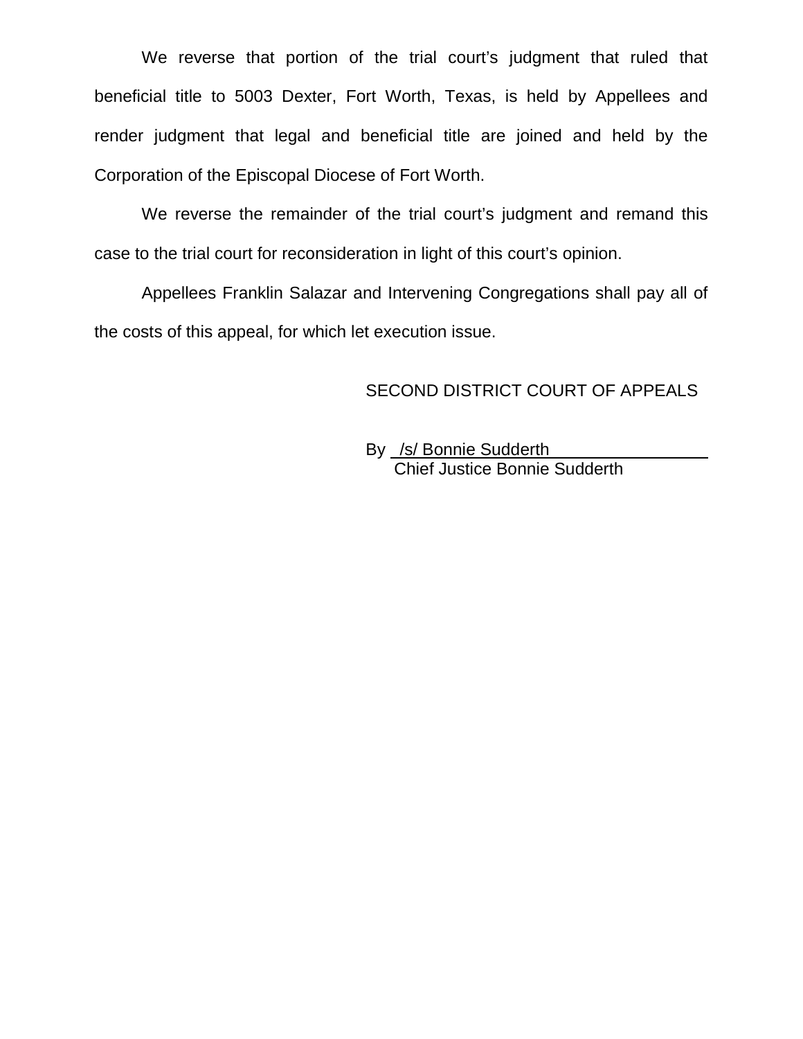We reverse that portion of the trial court's judgment that ruled that beneficial title to 5003 Dexter, Fort Worth, Texas, is held by Appellees and render judgment that legal and beneficial title are joined and held by the Corporation of the Episcopal Diocese of Fort Worth.

We reverse the remainder of the trial court's judgment and remand this case to the trial court for reconsideration in light of this court's opinion.

Appellees Franklin Salazar and Intervening Congregations shall pay all of the costs of this appeal, for which let execution issue.

SECOND DISTRICT COURT OF APPEALS

By /s/ Bonnie Sudderth
Chief Justice Bonnie Sudderth